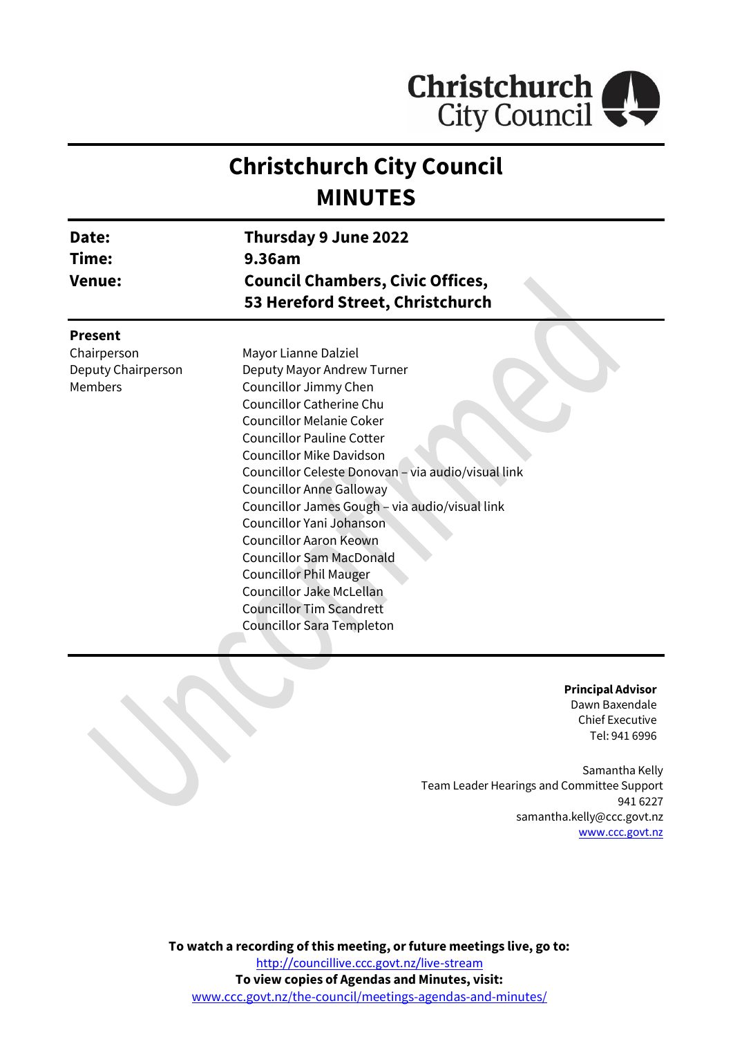# Christchurch City Council
# MINUTES

| | |
|---|---|
| **Date:** | **Thursday 9 June 2022** |
| **Time:** | **9.36am** |
| **Venue:** | **Council Chambers, Civic Offices, 53 Hereford Street, Christchurch** |

**Present**

| | |
|---|---|
| Chairperson | Mayor Lianne Dalziel |
| Deputy Chairperson | Deputy Mayor Andrew Turner |
| Members | Councillor Jimmy Chen |
| | Councillor Catherine Chu |
| | Councillor Melanie Coker |
| | Councillor Pauline Cotter |
| | Councillor Mike Davidson |
| | Councillor Celeste Donovan – via audio/visual link |
| | Councillor Anne Galloway |
| | Councillor James Gough – via audio/visual link |
| | Councillor Yani Johanson |
| | Councillor Aaron Keown |
| | Councillor Sam MacDonald |
| | Councillor Phil Mauger |
| | Councillor Jake McLellan |
| | Councillor Tim Scandrett |
| | Councillor Sara Templeton |

**Principal Advisor**
Dawn Baxendale
Chief Executive
Tel: 941 6996

Samantha Kelly
Team Leader Hearings and Committee Support
941 6227
samantha.kelly@ccc.govt.nz
www.ccc.govt.nz

**To watch a recording of this meeting, or future meetings live, go to:**
http://councillive.ccc.govt.nz/live-stream
**To view copies of Agendas and Minutes, visit:**
www.ccc.govt.nz/the-council/meetings-agendas-and-minutes/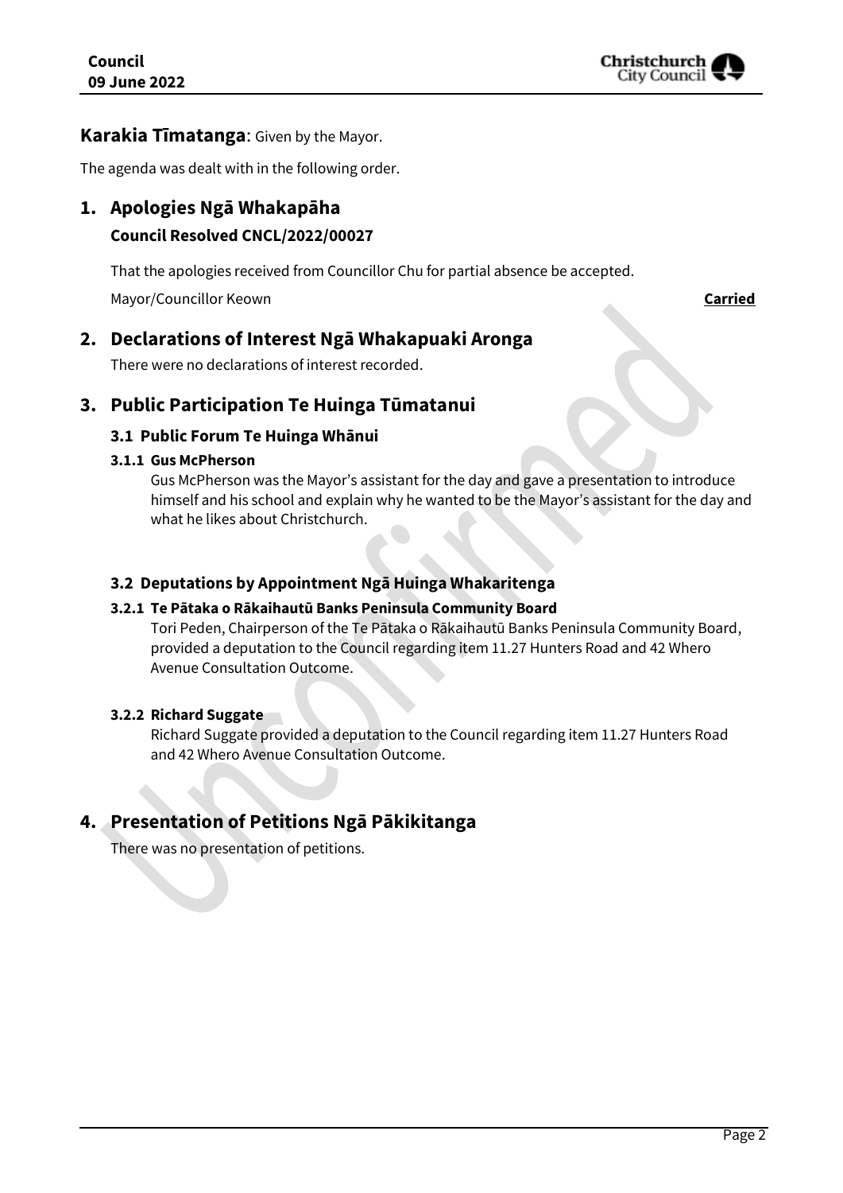**Karakia Tīmatanga**: Given by the Mayor.

The agenda was dealt with in the following order.

## 1. Apologies Ngā Whakapāha

### Council Resolved CNCL/2022/00027

That the apologies received from Councillor Chu for partial absence be accepted.

Mayor/Councillor Keown **Carried**

## 2. Declarations of Interest Ngā Whakapuaki Aronga

There were no declarations of interest recorded.

## 3. Public Participation Te Huinga Tūmatanui

### 3.1 Public Forum Te Huinga Whānui

#### 3.1.1 Gus McPherson

Gus McPherson was the Mayor's assistant for the day and gave a presentation to introduce himself and his school and explain why he wanted to be the Mayor's assistant for the day and what he likes about Christchurch.

### 3.2 Deputations by Appointment Ngā Huinga Whakaritenga

#### 3.2.1 Te Pātaka o Rākaihautū Banks Peninsula Community Board

Tori Peden, Chairperson of the Te Pātaka o Rākaihautū Banks Peninsula Community Board, provided a deputation to the Council regarding item 11.27 Hunters Road and 42 Whero Avenue Consultation Outcome.

#### 3.2.2 Richard Suggate

Richard Suggate provided a deputation to the Council regarding item 11.27 Hunters Road and 42 Whero Avenue Consultation Outcome.

## 4. Presentation of Petitions Ngā Pākikitanga

There was no presentation of petitions.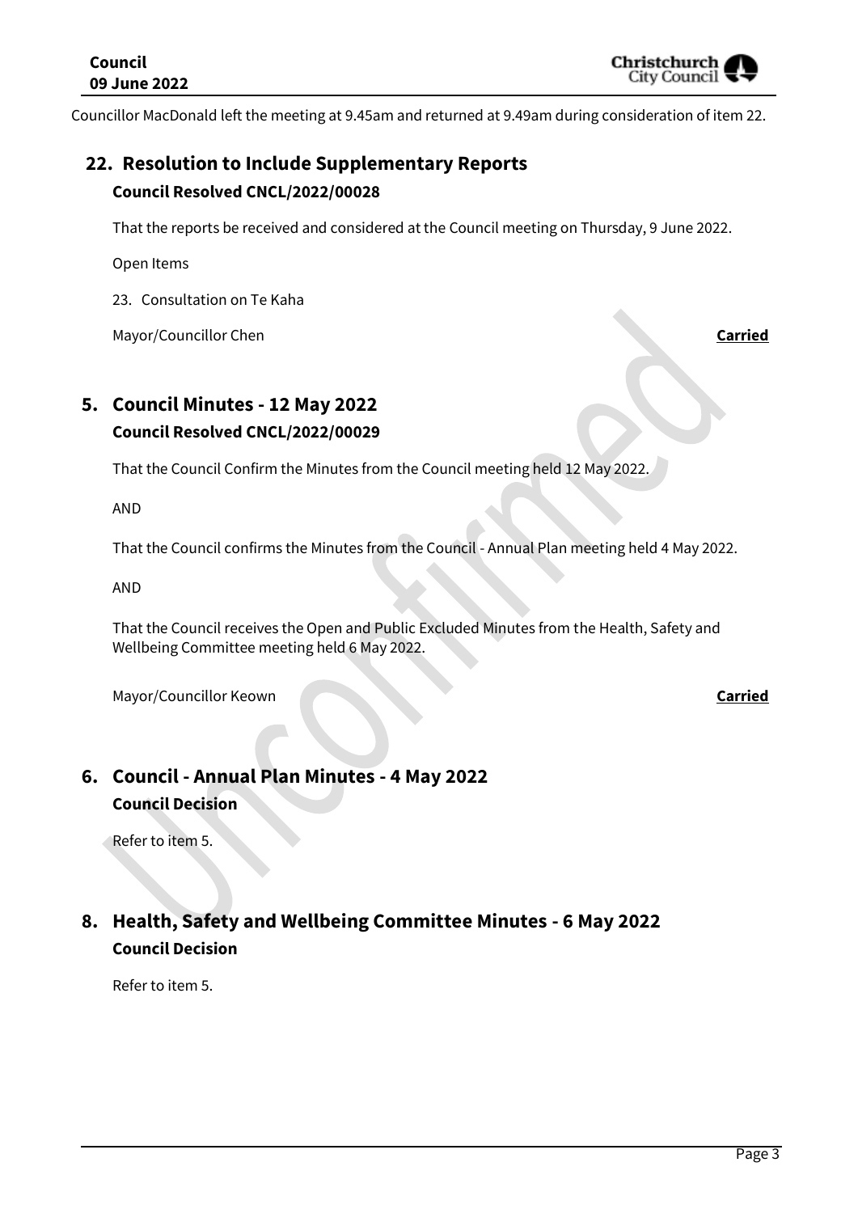Councillor MacDonald left the meeting at 9.45am and returned at 9.49am during consideration of item 22.

## 22. Resolution to Include Supplementary Reports

**Council Resolved CNCL/2022/00028**

That the reports be received and considered at the Council meeting on Thursday, 9 June 2022.

Open Items

23. Consultation on Te Kaha

Mayor/Councillor Chen **Carried**

## 5. Council Minutes - 12 May 2022

**Council Resolved CNCL/2022/00029**

That the Council Confirm the Minutes from the Council meeting held 12 May 2022.

AND

That the Council confirms the Minutes from the Council - Annual Plan meeting held 4 May 2022.

AND

That the Council receives the Open and Public Excluded Minutes from the Health, Safety and Wellbeing Committee meeting held 6 May 2022.

Mayor/Councillor Keown **Carried**

## 6. Council - Annual Plan Minutes - 4 May 2022

**Council Decision**

Refer to item 5.

## 8. Health, Safety and Wellbeing Committee Minutes - 6 May 2022

**Council Decision**

Refer to item 5.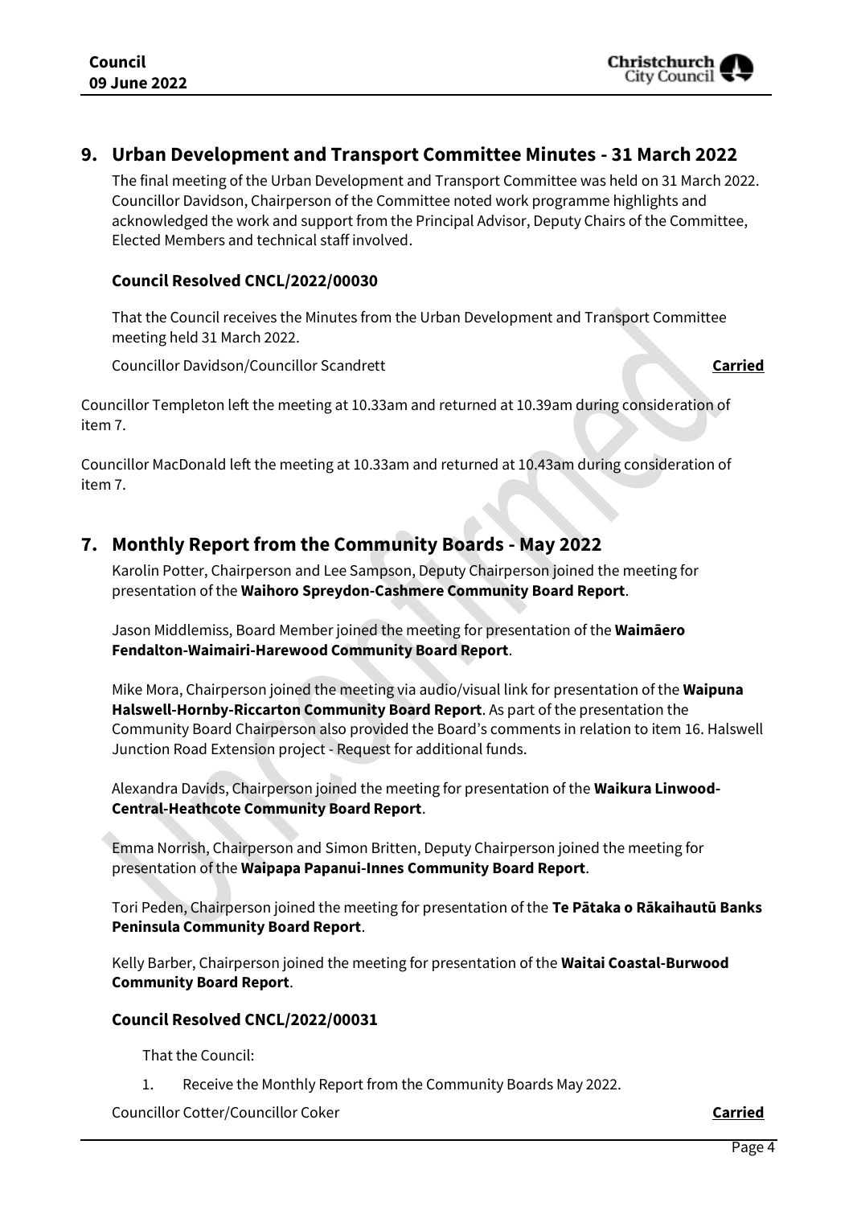## 9. Urban Development and Transport Committee Minutes - 31 March 2022

The final meeting of the Urban Development and Transport Committee was held on 31 March 2022. Councillor Davidson, Chairperson of the Committee noted work programme highlights and acknowledged the work and support from the Principal Advisor, Deputy Chairs of the Committee, Elected Members and technical staff involved.

### Council Resolved CNCL/2022/00030

That the Council receives the Minutes from the Urban Development and Transport Committee meeting held 31 March 2022.

Councillor Davidson/Councillor Scandrett **Carried**

Councillor Templeton left the meeting at 10.33am and returned at 10.39am during consideration of item 7.

Councillor MacDonald left the meeting at 10.33am and returned at 10.43am during consideration of item 7.

## 7. Monthly Report from the Community Boards - May 2022

Karolin Potter, Chairperson and Lee Sampson, Deputy Chairperson joined the meeting for presentation of the **Waihoro Spreydon-Cashmere Community Board Report**.

Jason Middlemiss, Board Member joined the meeting for presentation of the **Waimāero Fendalton-Waimairi-Harewood Community Board Report**.

Mike Mora, Chairperson joined the meeting via audio/visual link for presentation of the **Waipuna Halswell-Hornby-Riccarton Community Board Report**. As part of the presentation the Community Board Chairperson also provided the Board's comments in relation to item 16. Halswell Junction Road Extension project - Request for additional funds.

Alexandra Davids, Chairperson joined the meeting for presentation of the **Waikura Linwood-Central-Heathcote Community Board Report**.

Emma Norrish, Chairperson and Simon Britten, Deputy Chairperson joined the meeting for presentation of the **Waipapa Papanui-Innes Community Board Report**.

Tori Peden, Chairperson joined the meeting for presentation of the **Te Pātaka o Rākaihautū Banks Peninsula Community Board Report**.

Kelly Barber, Chairperson joined the meeting for presentation of the **Waitai Coastal-Burwood Community Board Report**.

### Council Resolved CNCL/2022/00031

That the Council:

1. Receive the Monthly Report from the Community Boards May 2022.

Councillor Cotter/Councillor Coker **Carried**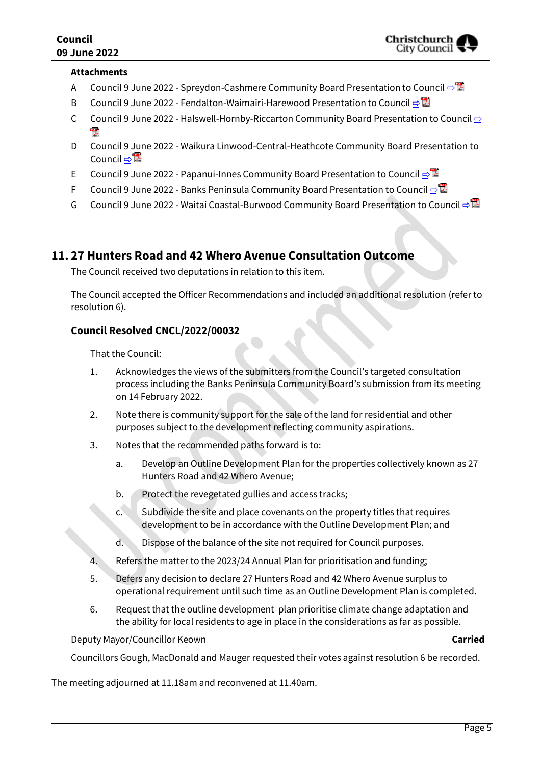**Attachments**

A Council 9 June 2022 - Spreydon-Cashmere Community Board Presentation to Council

B Council 9 June 2022 - Fendalton-Waimairi-Harewood Presentation to Council

C Council 9 June 2022 - Halswell-Hornby-Riccarton Community Board Presentation to Council

D Council 9 June 2022 - Waikura Linwood-Central-Heathcote Community Board Presentation to Council

E Council 9 June 2022 - Papanui-Innes Community Board Presentation to Council

F Council 9 June 2022 - Banks Peninsula Community Board Presentation to Council

G Council 9 June 2022 - Waitai Coastal-Burwood Community Board Presentation to Council

## 11. 27 Hunters Road and 42 Whero Avenue Consultation Outcome

The Council received two deputations in relation to this item.

The Council accepted the Officer Recommendations and included an additional resolution (refer to resolution 6).

**Council Resolved CNCL/2022/00032**

That the Council:

1. Acknowledges the views of the submitters from the Council's targeted consultation process including the Banks Peninsula Community Board's submission from its meeting on 14 February 2022.
2. Note there is community support for the sale of the land for residential and other purposes subject to the development reflecting community aspirations.
3. Notes that the recommended paths forward is to:
   a. Develop an Outline Development Plan for the properties collectively known as 27 Hunters Road and 42 Whero Avenue;
   b. Protect the revegetated gullies and access tracks;
   c. Subdivide the site and place covenants on the property titles that requires development to be in accordance with the Outline Development Plan; and
   d. Dispose of the balance of the site not required for Council purposes.
4. Refers the matter to the 2023/24 Annual Plan for prioritisation and funding;
5. Defers any decision to declare 27 Hunters Road and 42 Whero Avenue surplus to operational requirement until such time as an Outline Development Plan is completed.
6. Request that the outline development plan prioritise climate change adaptation and the ability for local residents to age in place in the considerations as far as possible.

Deputy Mayor/Councillor Keown **Carried**

Councillors Gough, MacDonald and Mauger requested their votes against resolution 6 be recorded.

The meeting adjourned at 11.18am and reconvened at 11.40am.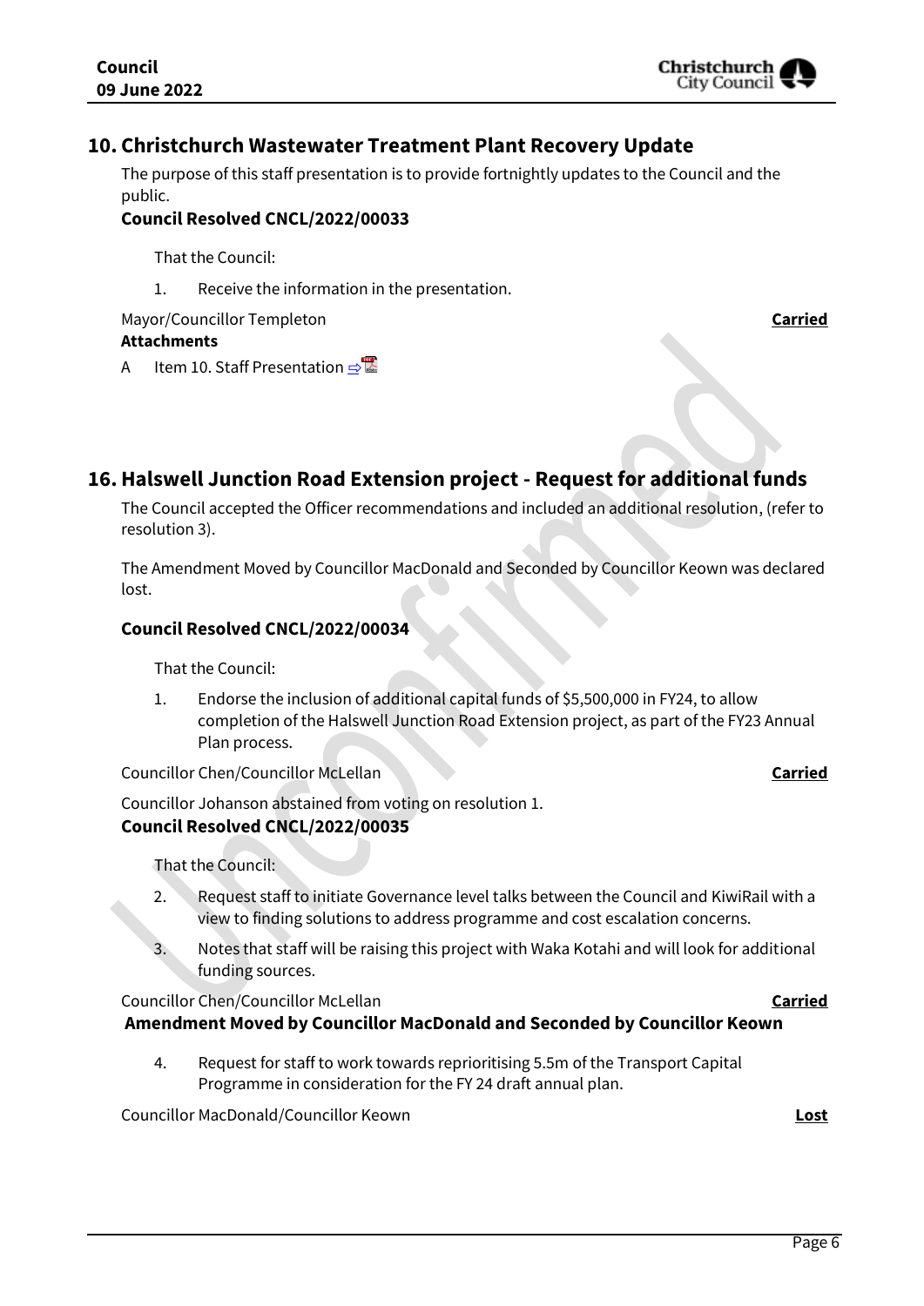## 10. Christchurch Wastewater Treatment Plant Recovery Update

The purpose of this staff presentation is to provide fortnightly updates to the Council and the public.

**Council Resolved CNCL/2022/00033**

That the Council:

1. Receive the information in the presentation.

Mayor/Councillor Templeton **Carried**

**Attachments**

A Item 10. Staff Presentation

## 16. Halswell Junction Road Extension project - Request for additional funds

The Council accepted the Officer recommendations and included an additional resolution, (refer to resolution 3).

The Amendment Moved by Councillor MacDonald and Seconded by Councillor Keown was declared lost.

**Council Resolved CNCL/2022/00034**

That the Council:

1. Endorse the inclusion of additional capital funds of $5,500,000 in FY24, to allow completion of the Halswell Junction Road Extension project, as part of the FY23 Annual Plan process.

Councillor Chen/Councillor McLellan **Carried**

Councillor Johanson abstained from voting on resolution 1.

**Council Resolved CNCL/2022/00035**

That the Council:

2. Request staff to initiate Governance level talks between the Council and KiwiRail with a view to finding solutions to address programme and cost escalation concerns.
3. Notes that staff will be raising this project with Waka Kotahi and will look for additional funding sources.

Councillor Chen/Councillor McLellan **Carried**

**Amendment Moved by Councillor MacDonald and Seconded by Councillor Keown**

4. Request for staff to work towards reprioritising 5.5m of the Transport Capital Programme in consideration for the FY 24 draft annual plan.

Councillor MacDonald/Councillor Keown **Lost**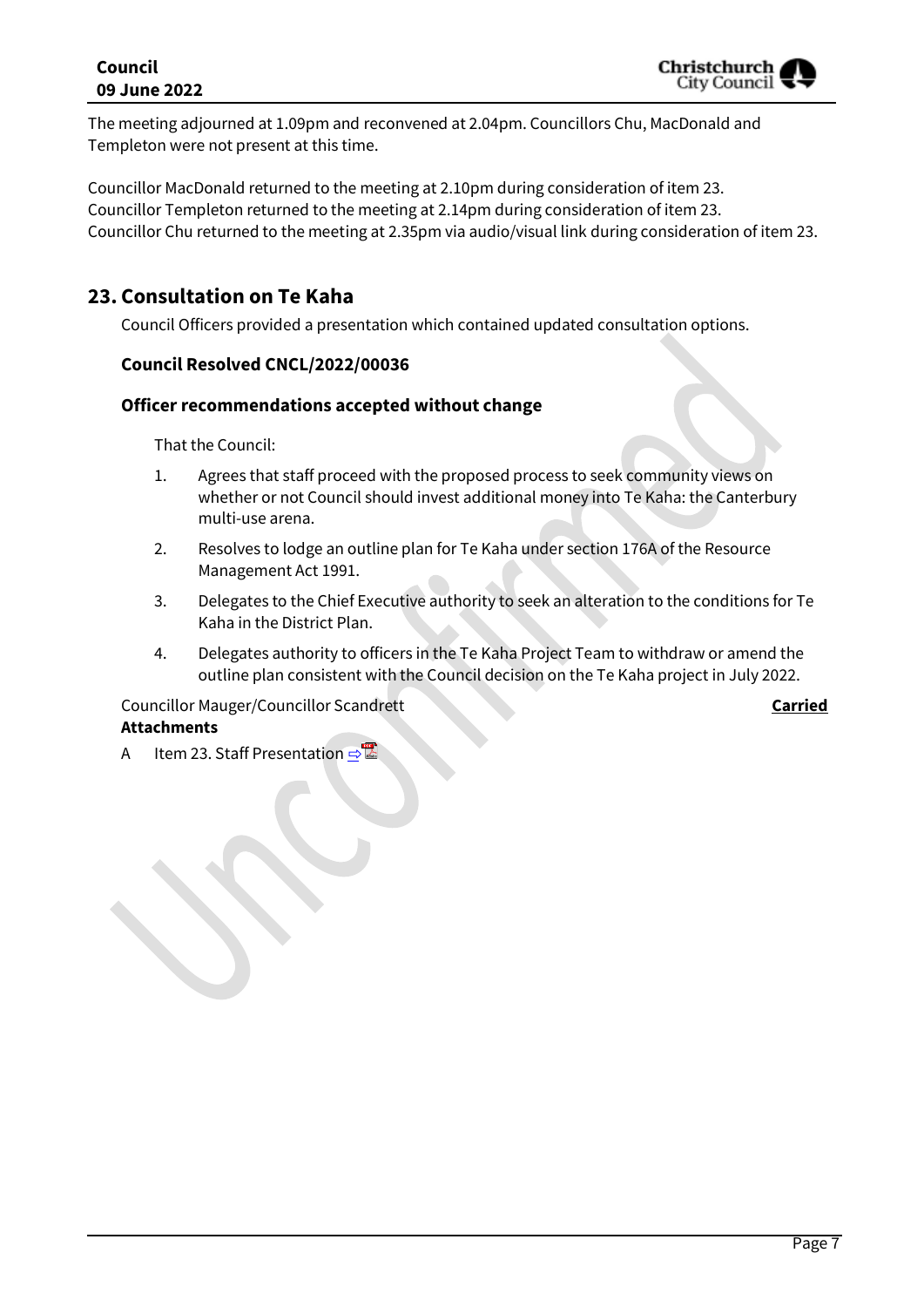The meeting adjourned at 1.09pm and reconvened at 2.04pm. Councillors Chu, MacDonald and Templeton were not present at this time.

Councillor MacDonald returned to the meeting at 2.10pm during consideration of item 23.
Councillor Templeton returned to the meeting at 2.14pm during consideration of item 23.
Councillor Chu returned to the meeting at 2.35pm via audio/visual link during consideration of item 23.

## 23. Consultation on Te Kaha

Council Officers provided a presentation which contained updated consultation options.

### Council Resolved CNCL/2022/00036

### Officer recommendations accepted without change

That the Council:

1. Agrees that staff proceed with the proposed process to seek community views on whether or not Council should invest additional money into Te Kaha: the Canterbury multi-use arena.
2. Resolves to lodge an outline plan for Te Kaha under section 176A of the Resource Management Act 1991.
3. Delegates to the Chief Executive authority to seek an alteration to the conditions for Te Kaha in the District Plan.
4. Delegates authority to officers in the Te Kaha Project Team to withdraw or amend the outline plan consistent with the Council decision on the Te Kaha project in July 2022.

Councillor Mauger/Councillor Scandrett **Carried**

**Attachments**

A Item 23. Staff Presentation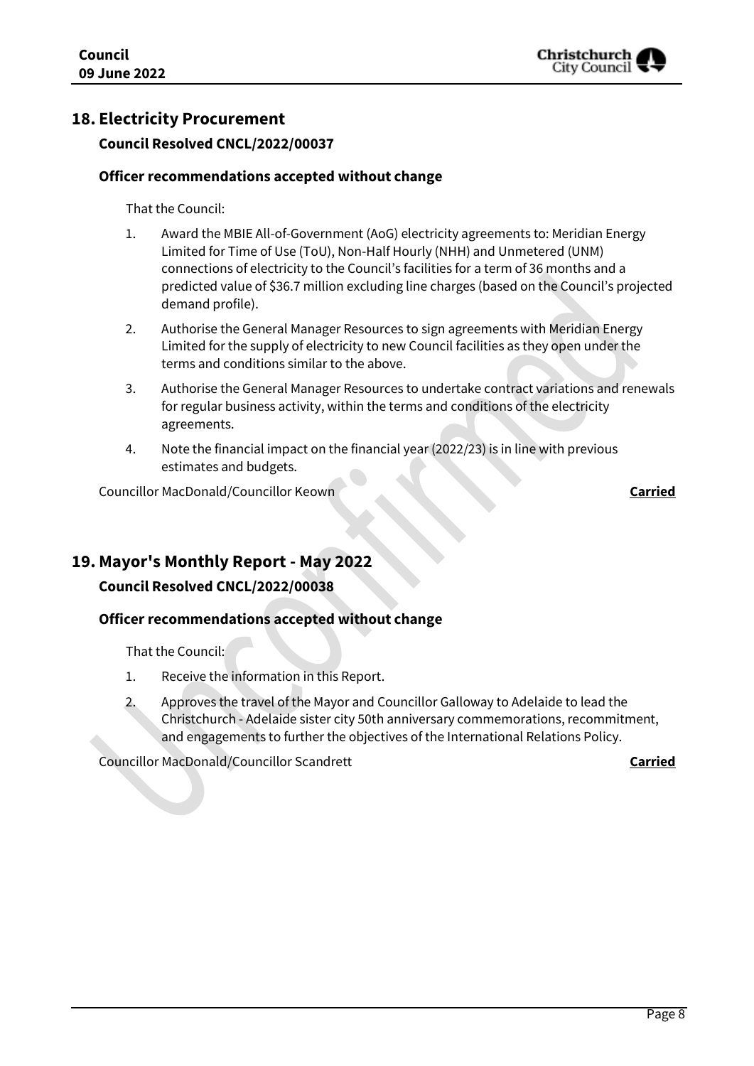## 18. Electricity Procurement

### Council Resolved CNCL/2022/00037

#### Officer recommendations accepted without change

That the Council:

1. Award the MBIE All-of-Government (AoG) electricity agreements to: Meridian Energy Limited for Time of Use (ToU), Non-Half Hourly (NHH) and Unmetered (UNM) connections of electricity to the Council's facilities for a term of 36 months and a predicted value of $36.7 million excluding line charges (based on the Council's projected demand profile).
2. Authorise the General Manager Resources to sign agreements with Meridian Energy Limited for the supply of electricity to new Council facilities as they open under the terms and conditions similar to the above.
3. Authorise the General Manager Resources to undertake contract variations and renewals for regular business activity, within the terms and conditions of the electricity agreements.
4. Note the financial impact on the financial year (2022/23) is in line with previous estimates and budgets.

Councillor MacDonald/Councillor Keown **Carried**

## 19. Mayor's Monthly Report - May 2022

### Council Resolved CNCL/2022/00038

#### Officer recommendations accepted without change

That the Council:

1. Receive the information in this Report.
2. Approves the travel of the Mayor and Councillor Galloway to Adelaide to lead the Christchurch - Adelaide sister city 50th anniversary commemorations, recommitment, and engagements to further the objectives of the International Relations Policy.

Councillor MacDonald/Councillor Scandrett **Carried**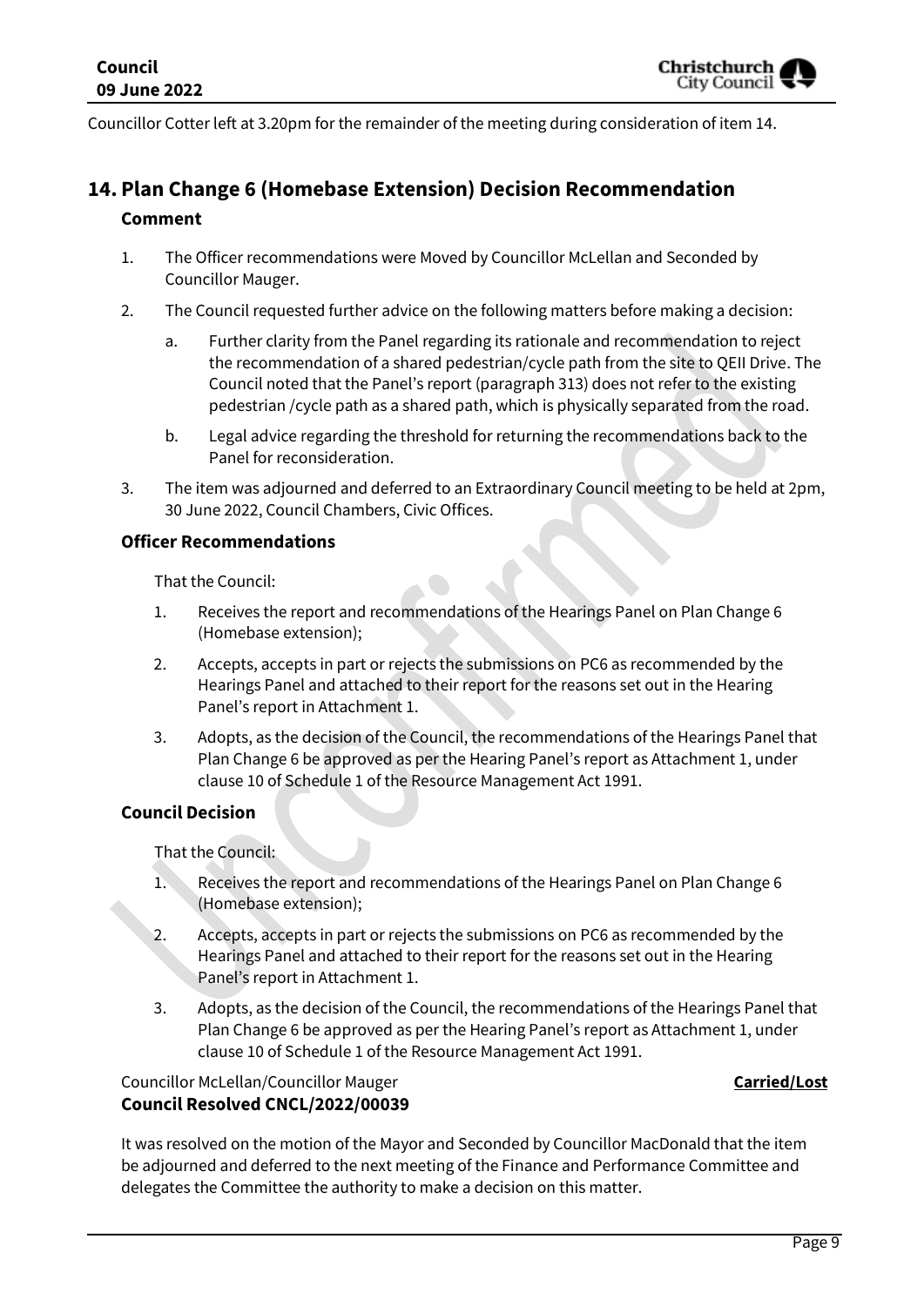Councillor Cotter left at 3.20pm for the remainder of the meeting during consideration of item 14.

## 14. Plan Change 6 (Homebase Extension) Decision Recommendation

### Comment

1. The Officer recommendations were Moved by Councillor McLellan and Seconded by Councillor Mauger.
2. The Council requested further advice on the following matters before making a decision:
   a. Further clarity from the Panel regarding its rationale and recommendation to reject the recommendation of a shared pedestrian/cycle path from the site to QEII Drive. The Council noted that the Panel's report (paragraph 313) does not refer to the existing pedestrian /cycle path as a shared path, which is physically separated from the road.
   b. Legal advice regarding the threshold for returning the recommendations back to the Panel for reconsideration.
3. The item was adjourned and deferred to an Extraordinary Council meeting to be held at 2pm, 30 June 2022, Council Chambers, Civic Offices.

### Officer Recommendations

That the Council:

1. Receives the report and recommendations of the Hearings Panel on Plan Change 6 (Homebase extension);
2. Accepts, accepts in part or rejects the submissions on PC6 as recommended by the Hearings Panel and attached to their report for the reasons set out in the Hearing Panel's report in Attachment 1.
3. Adopts, as the decision of the Council, the recommendations of the Hearings Panel that Plan Change 6 be approved as per the Hearing Panel's report as Attachment 1, under clause 10 of Schedule 1 of the Resource Management Act 1991.

### Council Decision

That the Council:

1. Receives the report and recommendations of the Hearings Panel on Plan Change 6 (Homebase extension);
2. Accepts, accepts in part or rejects the submissions on PC6 as recommended by the Hearings Panel and attached to their report for the reasons set out in the Hearing Panel's report in Attachment 1.
3. Adopts, as the decision of the Council, the recommendations of the Hearings Panel that Plan Change 6 be approved as per the Hearing Panel's report as Attachment 1, under clause 10 of Schedule 1 of the Resource Management Act 1991.

Councillor McLellan/Councillor Mauger **Carried/Lost**

**Council Resolved CNCL/2022/00039**

It was resolved on the motion of the Mayor and Seconded by Councillor MacDonald that the item be adjourned and deferred to the next meeting of the Finance and Performance Committee and delegates the Committee the authority to make a decision on this matter.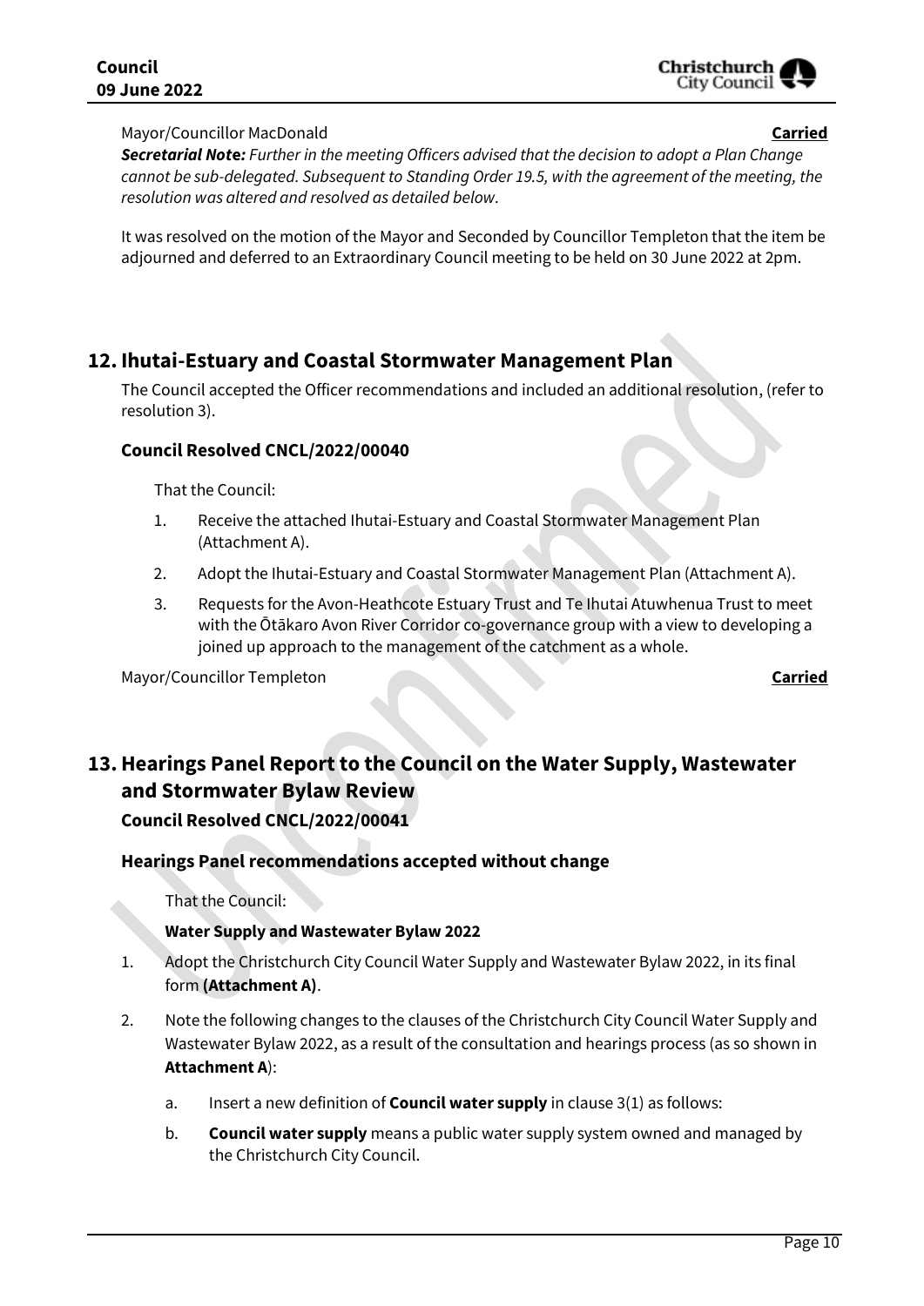Mayor/Councillor MacDonald **Carried**

***Secretarial Note:*** *Further in the meeting Officers advised that the decision to adopt a Plan Change cannot be sub-delegated. Subsequent to Standing Order 19.5, with the agreement of the meeting, the resolution was altered and resolved as detailed below.*

It was resolved on the motion of the Mayor and Seconded by Councillor Templeton that the item be adjourned and deferred to an Extraordinary Council meeting to be held on 30 June 2022 at 2pm.

## 12. Ihutai-Estuary and Coastal Stormwater Management Plan

The Council accepted the Officer recommendations and included an additional resolution, (refer to resolution 3).

### Council Resolved CNCL/2022/00040

That the Council:

1. Receive the attached Ihutai-Estuary and Coastal Stormwater Management Plan (Attachment A).
2. Adopt the Ihutai-Estuary and Coastal Stormwater Management Plan (Attachment A).
3. Requests for the Avon-Heathcote Estuary Trust and Te Ihutai Atuwhenua Trust to meet with the Ōtākaro Avon River Corridor co-governance group with a view to developing a joined up approach to the management of the catchment as a whole.

Mayor/Councillor Templeton **Carried**

## 13. Hearings Panel Report to the Council on the Water Supply, Wastewater and Stormwater Bylaw Review

### Council Resolved CNCL/2022/00041

### Hearings Panel recommendations accepted without change

That the Council:

**Water Supply and Wastewater Bylaw 2022**

1. Adopt the Christchurch City Council Water Supply and Wastewater Bylaw 2022, in its final form **(Attachment A)**.
2. Note the following changes to the clauses of the Christchurch City Council Water Supply and Wastewater Bylaw 2022, as a result of the consultation and hearings process (as so shown in **Attachment A**):
   a. Insert a new definition of **Council water supply** in clause 3(1) as follows:
   b. **Council water supply** means a public water supply system owned and managed by the Christchurch City Council.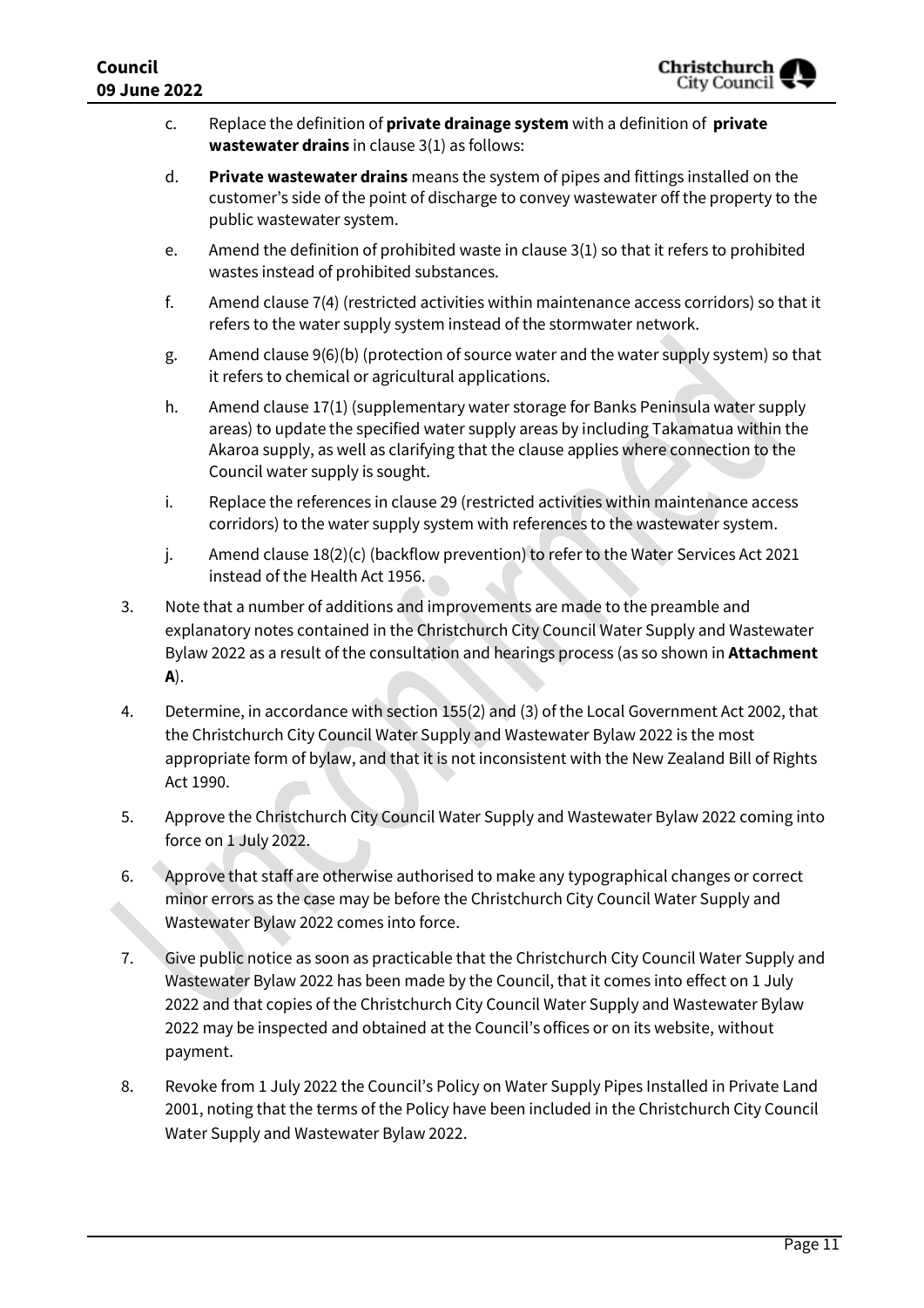c. Replace the definition of **private drainage system** with a definition of **private wastewater drains** in clause 3(1) as follows:

d. **Private wastewater drains** means the system of pipes and fittings installed on the customer's side of the point of discharge to convey wastewater off the property to the public wastewater system.

e. Amend the definition of prohibited waste in clause 3(1) so that it refers to prohibited wastes instead of prohibited substances.

f. Amend clause 7(4) (restricted activities within maintenance access corridors) so that it refers to the water supply system instead of the stormwater network.

g. Amend clause 9(6)(b) (protection of source water and the water supply system) so that it refers to chemical or agricultural applications.

h. Amend clause 17(1) (supplementary water storage for Banks Peninsula water supply areas) to update the specified water supply areas by including Takamatua within the Akaroa supply, as well as clarifying that the clause applies where connection to the Council water supply is sought.

i. Replace the references in clause 29 (restricted activities within maintenance access corridors) to the water supply system with references to the wastewater system.

j. Amend clause 18(2)(c) (backflow prevention) to refer to the Water Services Act 2021 instead of the Health Act 1956.

3. Note that a number of additions and improvements are made to the preamble and explanatory notes contained in the Christchurch City Council Water Supply and Wastewater Bylaw 2022 as a result of the consultation and hearings process (as so shown in **Attachment A**).

4. Determine, in accordance with section 155(2) and (3) of the Local Government Act 2002, that the Christchurch City Council Water Supply and Wastewater Bylaw 2022 is the most appropriate form of bylaw, and that it is not inconsistent with the New Zealand Bill of Rights Act 1990.

5. Approve the Christchurch City Council Water Supply and Wastewater Bylaw 2022 coming into force on 1 July 2022.

6. Approve that staff are otherwise authorised to make any typographical changes or correct minor errors as the case may be before the Christchurch City Council Water Supply and Wastewater Bylaw 2022 comes into force.

7. Give public notice as soon as practicable that the Christchurch City Council Water Supply and Wastewater Bylaw 2022 has been made by the Council, that it comes into effect on 1 July 2022 and that copies of the Christchurch City Council Water Supply and Wastewater Bylaw 2022 may be inspected and obtained at the Council's offices or on its website, without payment.

8. Revoke from 1 July 2022 the Council's Policy on Water Supply Pipes Installed in Private Land 2001, noting that the terms of the Policy have been included in the Christchurch City Council Water Supply and Wastewater Bylaw 2022.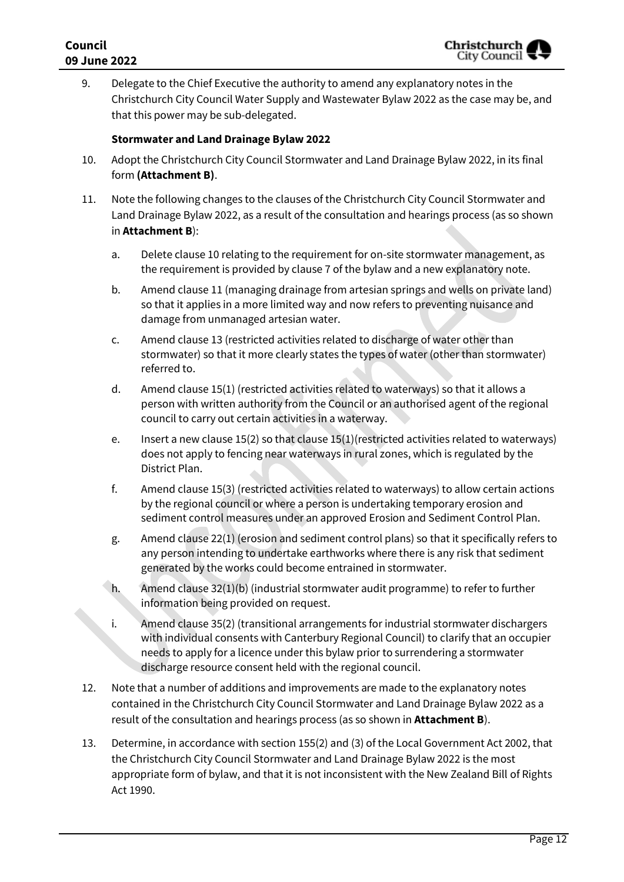9. Delegate to the Chief Executive the authority to amend any explanatory notes in the Christchurch City Council Water Supply and Wastewater Bylaw 2022 as the case may be, and that this power may be sub-delegated.

**Stormwater and Land Drainage Bylaw 2022**

10. Adopt the Christchurch City Council Stormwater and Land Drainage Bylaw 2022, in its final form **(Attachment B)**.

11. Note the following changes to the clauses of the Christchurch City Council Stormwater and Land Drainage Bylaw 2022, as a result of the consultation and hearings process (as so shown in **Attachment B**):

    a. Delete clause 10 relating to the requirement for on-site stormwater management, as the requirement is provided by clause 7 of the bylaw and a new explanatory note.

    b. Amend clause 11 (managing drainage from artesian springs and wells on private land) so that it applies in a more limited way and now refers to preventing nuisance and damage from unmanaged artesian water.

    c. Amend clause 13 (restricted activities related to discharge of water other than stormwater) so that it more clearly states the types of water (other than stormwater) referred to.

    d. Amend clause 15(1) (restricted activities related to waterways) so that it allows a person with written authority from the Council or an authorised agent of the regional council to carry out certain activities in a waterway.

    e. Insert a new clause 15(2) so that clause 15(1)(restricted activities related to waterways) does not apply to fencing near waterways in rural zones, which is regulated by the District Plan.

    f. Amend clause 15(3) (restricted activities related to waterways) to allow certain actions by the regional council or where a person is undertaking temporary erosion and sediment control measures under an approved Erosion and Sediment Control Plan.

    g. Amend clause 22(1) (erosion and sediment control plans) so that it specifically refers to any person intending to undertake earthworks where there is any risk that sediment generated by the works could become entrained in stormwater.

    h. Amend clause 32(1)(b) (industrial stormwater audit programme) to refer to further information being provided on request.

    i. Amend clause 35(2) (transitional arrangements for industrial stormwater dischargers with individual consents with Canterbury Regional Council) to clarify that an occupier needs to apply for a licence under this bylaw prior to surrendering a stormwater discharge resource consent held with the regional council.

12. Note that a number of additions and improvements are made to the explanatory notes contained in the Christchurch City Council Stormwater and Land Drainage Bylaw 2022 as a result of the consultation and hearings process (as so shown in **Attachment B**).

13. Determine, in accordance with section 155(2) and (3) of the Local Government Act 2002, that the Christchurch City Council Stormwater and Land Drainage Bylaw 2022 is the most appropriate form of bylaw, and that it is not inconsistent with the New Zealand Bill of Rights Act 1990.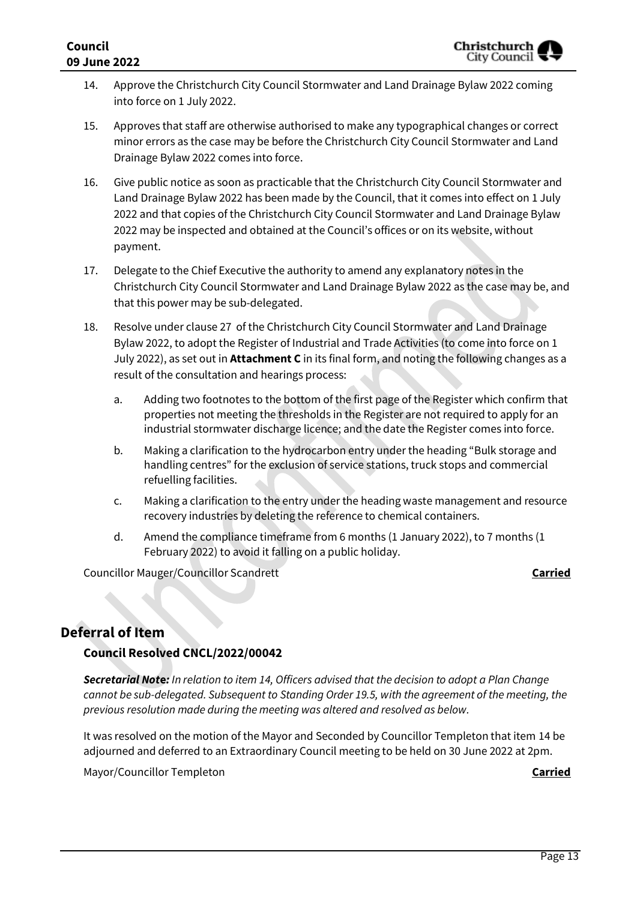14. Approve the Christchurch City Council Stormwater and Land Drainage Bylaw 2022 coming into force on 1 July 2022.

15. Approves that staff are otherwise authorised to make any typographical changes or correct minor errors as the case may be before the Christchurch City Council Stormwater and Land Drainage Bylaw 2022 comes into force.

16. Give public notice as soon as practicable that the Christchurch City Council Stormwater and Land Drainage Bylaw 2022 has been made by the Council, that it comes into effect on 1 July 2022 and that copies of the Christchurch City Council Stormwater and Land Drainage Bylaw 2022 may be inspected and obtained at the Council's offices or on its website, without payment.

17. Delegate to the Chief Executive the authority to amend any explanatory notes in the Christchurch City Council Stormwater and Land Drainage Bylaw 2022 as the case may be, and that this power may be sub-delegated.

18. Resolve under clause 27 of the Christchurch City Council Stormwater and Land Drainage Bylaw 2022, to adopt the Register of Industrial and Trade Activities (to come into force on 1 July 2022), as set out in **Attachment C** in its final form, and noting the following changes as a result of the consultation and hearings process:

    a. Adding two footnotes to the bottom of the first page of the Register which confirm that properties not meeting the thresholds in the Register are not required to apply for an industrial stormwater discharge licence; and the date the Register comes into force.

    b. Making a clarification to the hydrocarbon entry under the heading "Bulk storage and handling centres" for the exclusion of service stations, truck stops and commercial refuelling facilities.

    c. Making a clarification to the entry under the heading waste management and resource recovery industries by deleting the reference to chemical containers.

    d. Amend the compliance timeframe from 6 months (1 January 2022), to 7 months (1 February 2022) to avoid it falling on a public holiday.

Councillor Mauger/Councillor Scandrett **Carried**

## Deferral of Item

### Council Resolved CNCL/2022/00042

***Secretarial Note:*** *In relation to item 14, Officers advised that the decision to adopt a Plan Change cannot be sub-delegated. Subsequent to Standing Order 19.5, with the agreement of the meeting, the previous resolution made during the meeting was altered and resolved as below.*

It was resolved on the motion of the Mayor and Seconded by Councillor Templeton that item 14 be adjourned and deferred to an Extraordinary Council meeting to be held on 30 June 2022 at 2pm.

Mayor/Councillor Templeton **Carried**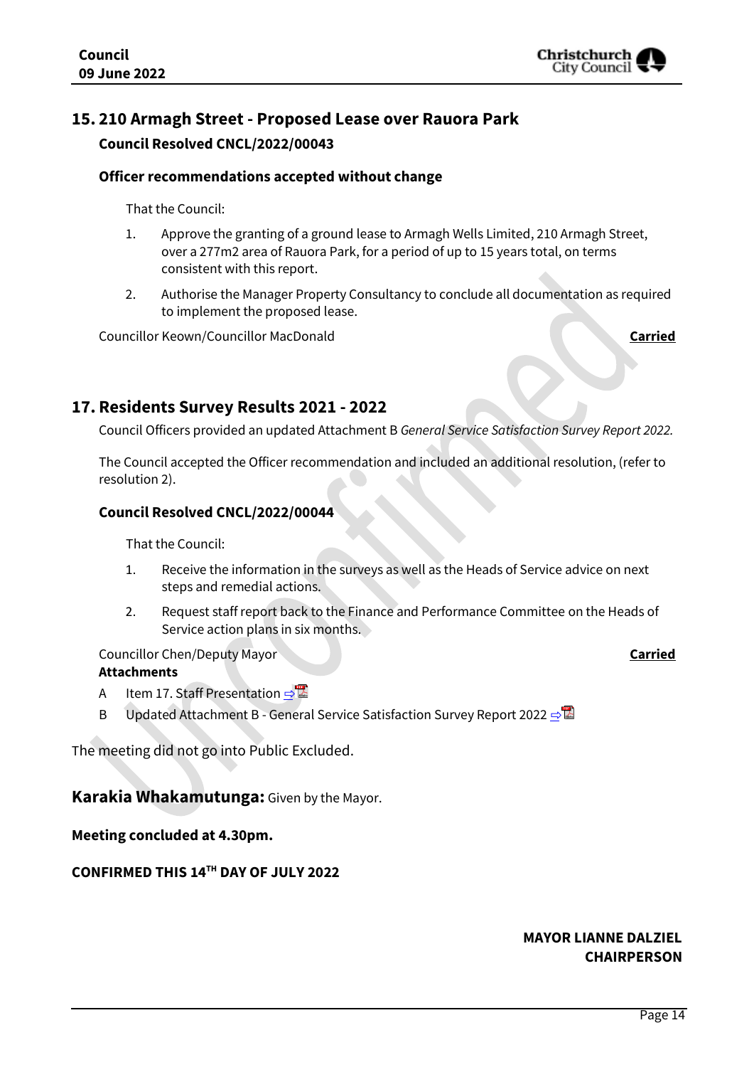## 15. 210 Armagh Street - Proposed Lease over Rauora Park

### Council Resolved CNCL/2022/00043

#### Officer recommendations accepted without change

That the Council:

1. Approve the granting of a ground lease to Armagh Wells Limited, 210 Armagh Street, over a 277m2 area of Rauora Park, for a period of up to 15 years total, on terms consistent with this report.
2. Authorise the Manager Property Consultancy to conclude all documentation as required to implement the proposed lease.

Councillor Keown/Councillor MacDonald **Carried**

## 17. Residents Survey Results 2021 - 2022

Council Officers provided an updated Attachment B *General Service Satisfaction Survey Report 2022.*

The Council accepted the Officer recommendation and included an additional resolution, (refer to resolution 2).

### Council Resolved CNCL/2022/00044

That the Council:

1. Receive the information in the surveys as well as the Heads of Service advice on next steps and remedial actions.
2. Request staff report back to the Finance and Performance Committee on the Heads of Service action plans in six months.

Councillor Chen/Deputy Mayor **Carried**

**Attachments**

A Item 17. Staff Presentation ⇨

B Updated Attachment B - General Service Satisfaction Survey Report 2022 ⇨

The meeting did not go into Public Excluded.

**Karakia Whakamutunga:** Given by the Mayor.

**Meeting concluded at 4.30pm.**

**CONFIRMED THIS 14TH DAY OF JULY 2022**

**MAYOR LIANNE DALZIEL**
**CHAIRPERSON**